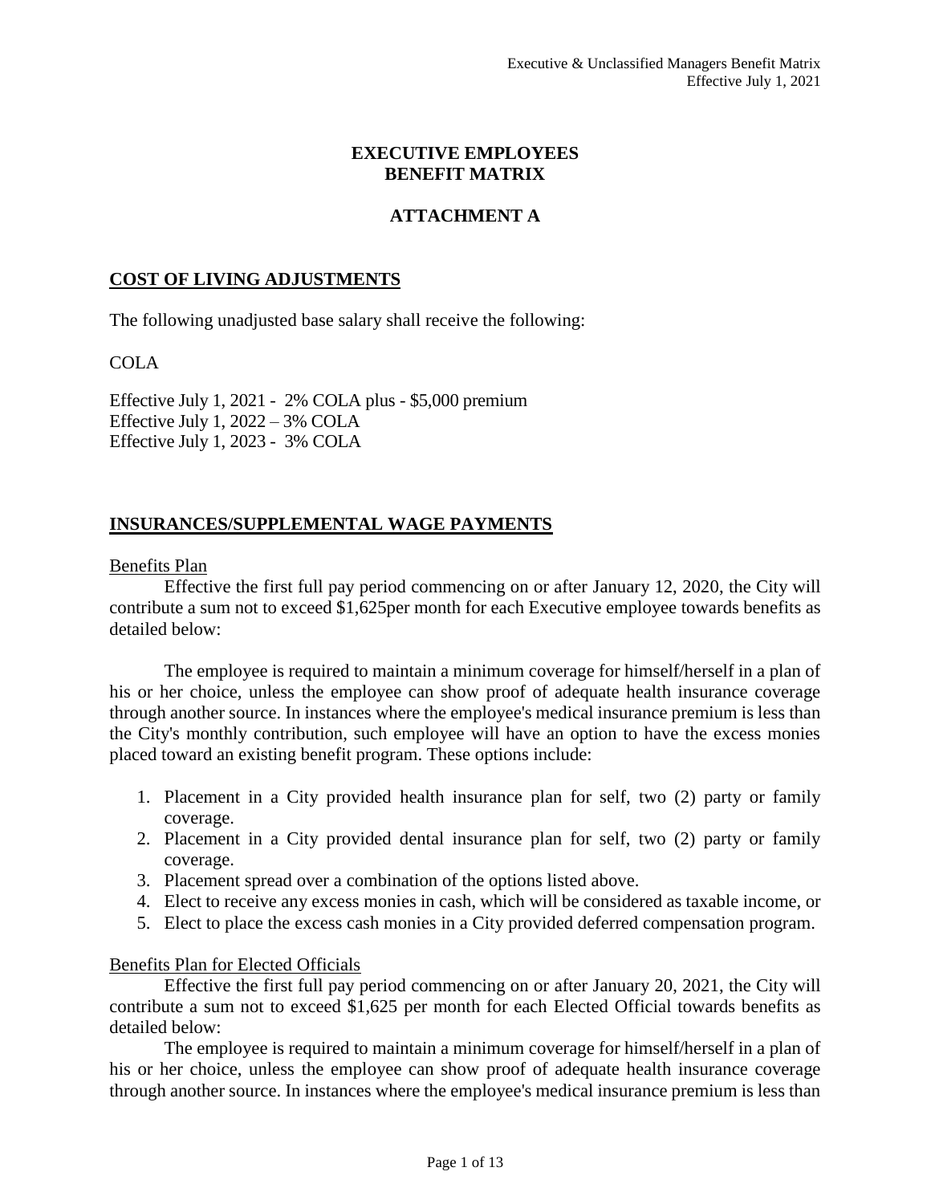# EXECUTIVE EMPLOYEES BENEFIT MATRIX

## ATTACHMENT A

### COST OF LIVING ADJUSTMENTS

The following unadjusted base salary shall receive the following:

COLA

Effective July 1, 2021 - 2% COLA plus - $5,000 premium
Effective July 1, 2022 – 3% COLA
Effective July 1, 2023 - 3% COLA

### INSURANCES/SUPPLEMENTAL WAGE PAYMENTS

Benefits Plan

Effective the first full pay period commencing on or after January 12, 2020, the City will contribute a sum not to exceed $1,625per month for each Executive employee towards benefits as detailed below:

The employee is required to maintain a minimum coverage for himself/herself in a plan of his or her choice, unless the employee can show proof of adequate health insurance coverage through another source. In instances where the employee's medical insurance premium is less than the City's monthly contribution, such employee will have an option to have the excess monies placed toward an existing benefit program. These options include:

1. Placement in a City provided health insurance plan for self, two (2) party or family coverage.
2. Placement in a City provided dental insurance plan for self, two (2) party or family coverage.
3. Placement spread over a combination of the options listed above.
4. Elect to receive any excess monies in cash, which will be considered as taxable income, or
5. Elect to place the excess cash monies in a City provided deferred compensation program.

Benefits Plan for Elected Officials

Effective the first full pay period commencing on or after January 20, 2021, the City will contribute a sum not to exceed $1,625 per month for each Elected Official towards benefits as detailed below:

The employee is required to maintain a minimum coverage for himself/herself in a plan of his or her choice, unless the employee can show proof of adequate health insurance coverage through another source. In instances where the employee's medical insurance premium is less than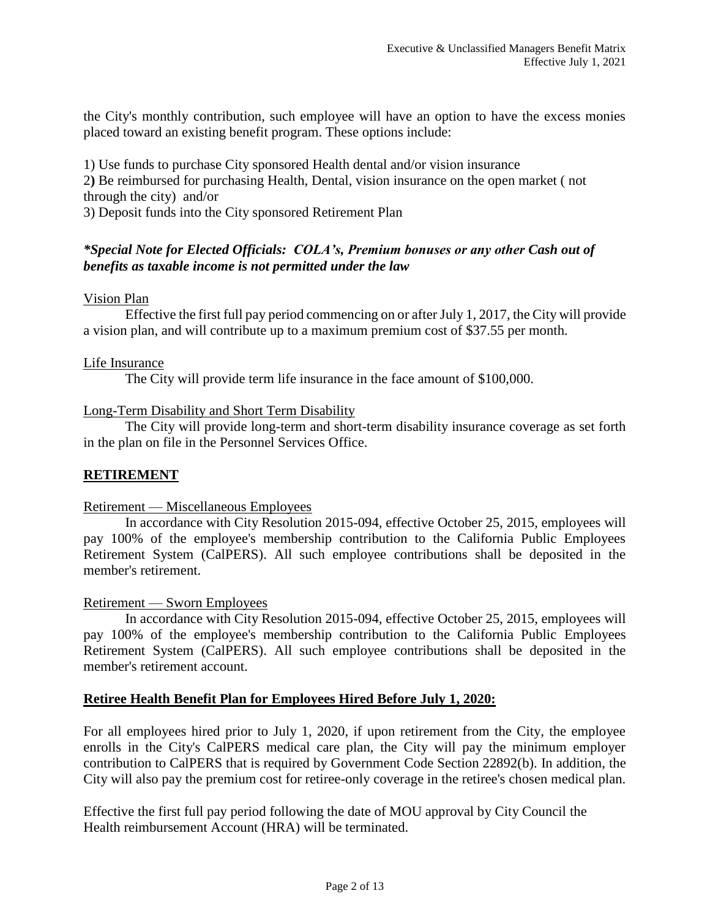the City's monthly contribution, such employee will have an option to have the excess monies placed toward an existing benefit program. These options include:

1) Use funds to purchase City sponsored Health dental and/or vision insurance
2**)** Be reimbursed for purchasing Health, Dental, vision insurance on the open market ( not through the city) and/or
3) Deposit funds into the City sponsored Retirement Plan

***Special Note for Elected Officials: COLA's, Premium bonuses or any other Cash out of benefits as taxable income is not permitted under the law***

Vision Plan

Effective the first full pay period commencing on or after July 1, 2017, the City will provide a vision plan, and will contribute up to a maximum premium cost of $37.55 per month.

Life Insurance

The City will provide term life insurance in the face amount of $100,000.

Long-Term Disability and Short Term Disability

The City will provide long-term and short-term disability insurance coverage as set forth in the plan on file in the Personnel Services Office.

## RETIREMENT

Retirement — Miscellaneous Employees

In accordance with City Resolution 2015-094, effective October 25, 2015, employees will pay 100% of the employee's membership contribution to the California Public Employees Retirement System (CalPERS). All such employee contributions shall be deposited in the member's retirement.

Retirement — Sworn Employees

In accordance with City Resolution 2015-094, effective October 25, 2015, employees will pay 100% of the employee's membership contribution to the California Public Employees Retirement System (CalPERS). All such employee contributions shall be deposited in the member's retirement account.

## Retiree Health Benefit Plan for Employees Hired Before July 1, 2020:

For all employees hired prior to July 1, 2020, if upon retirement from the City, the employee enrolls in the City's CalPERS medical care plan, the City will pay the minimum employer contribution to CalPERS that is required by Government Code Section 22892(b). In addition, the City will also pay the premium cost for retiree-only coverage in the retiree's chosen medical plan.

Effective the first full pay period following the date of MOU approval by City Council the Health reimbursement Account (HRA) will be terminated.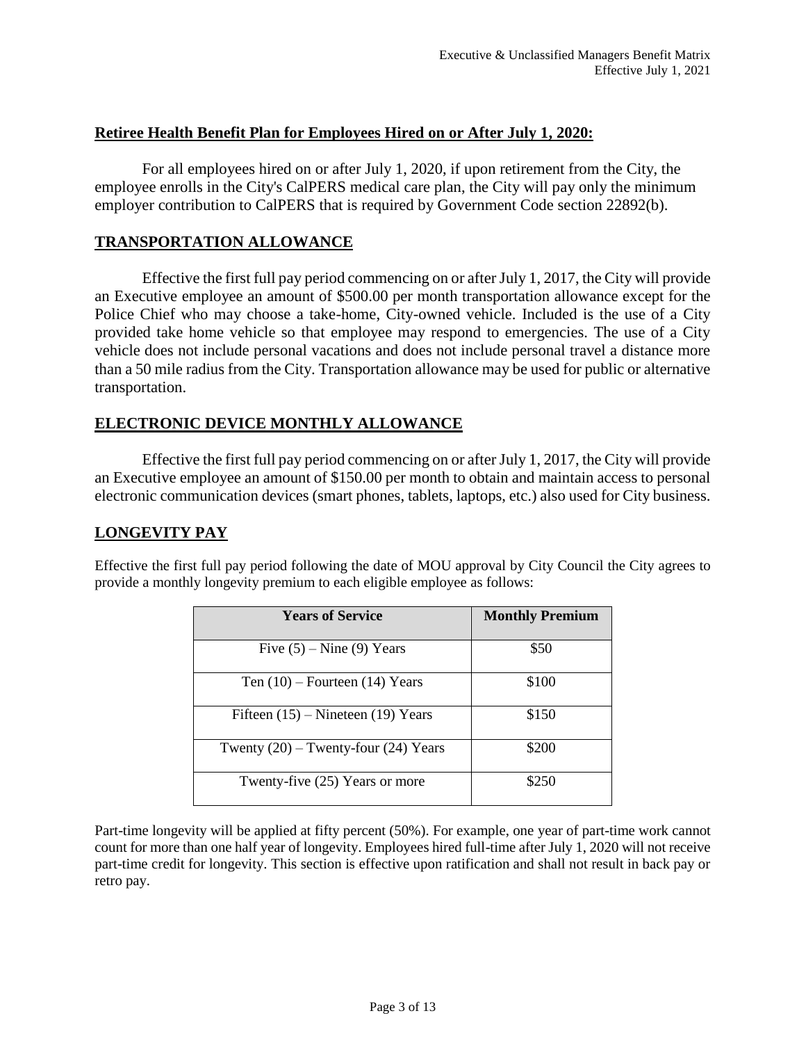## Retiree Health Benefit Plan for Employees Hired on or After July 1, 2020:

For all employees hired on or after July 1, 2020, if upon retirement from the City, the employee enrolls in the City's CalPERS medical care plan, the City will pay only the minimum employer contribution to CalPERS that is required by Government Code section 22892(b).

## TRANSPORTATION ALLOWANCE

Effective the first full pay period commencing on or after July 1, 2017, the City will provide an Executive employee an amount of $500.00 per month transportation allowance except for the Police Chief who may choose a take-home, City-owned vehicle. Included is the use of a City provided take home vehicle so that employee may respond to emergencies. The use of a City vehicle does not include personal vacations and does not include personal travel a distance more than a 50 mile radius from the City. Transportation allowance may be used for public or alternative transportation.

## ELECTRONIC DEVICE MONTHLY ALLOWANCE

Effective the first full pay period commencing on or after July 1, 2017, the City will provide an Executive employee an amount of $150.00 per month to obtain and maintain access to personal electronic communication devices (smart phones, tablets, laptops, etc.) also used for City business.

## LONGEVITY PAY

Effective the first full pay period following the date of MOU approval by City Council the City agrees to provide a monthly longevity premium to each eligible employee as follows:

| Years of Service | Monthly Premium |
|---|---|
| Five (5) – Nine (9) Years | $50 |
| Ten (10) – Fourteen (14) Years | $100 |
| Fifteen (15) – Nineteen (19) Years | $150 |
| Twenty (20) – Twenty-four (24) Years | $200 |
| Twenty-five (25) Years or more | $250 |

Part-time longevity will be applied at fifty percent (50%). For example, one year of part-time work cannot count for more than one half year of longevity. Employees hired full-time after July 1, 2020 will not receive part-time credit for longevity. This section is effective upon ratification and shall not result in back pay or retro pay.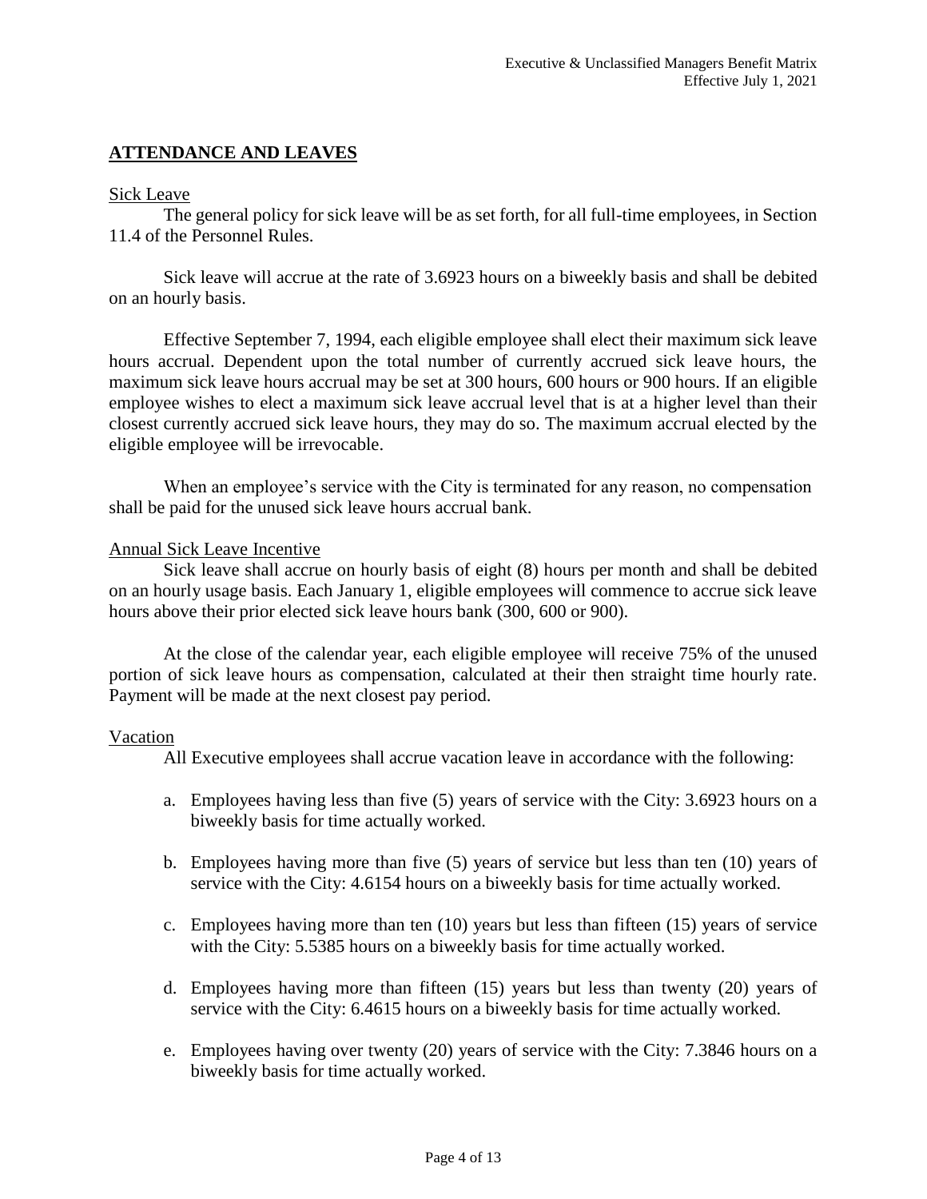## ATTENDANCE AND LEAVES

### Sick Leave

The general policy for sick leave will be as set forth, for all full-time employees, in Section 11.4 of the Personnel Rules.

Sick leave will accrue at the rate of 3.6923 hours on a biweekly basis and shall be debited on an hourly basis.

Effective September 7, 1994, each eligible employee shall elect their maximum sick leave hours accrual. Dependent upon the total number of currently accrued sick leave hours, the maximum sick leave hours accrual may be set at 300 hours, 600 hours or 900 hours. If an eligible employee wishes to elect a maximum sick leave accrual level that is at a higher level than their closest currently accrued sick leave hours, they may do so. The maximum accrual elected by the eligible employee will be irrevocable.

When an employee's service with the City is terminated for any reason, no compensation shall be paid for the unused sick leave hours accrual bank.

### Annual Sick Leave Incentive

Sick leave shall accrue on hourly basis of eight (8) hours per month and shall be debited on an hourly usage basis. Each January 1, eligible employees will commence to accrue sick leave hours above their prior elected sick leave hours bank (300, 600 or 900).

At the close of the calendar year, each eligible employee will receive 75% of the unused portion of sick leave hours as compensation, calculated at their then straight time hourly rate. Payment will be made at the next closest pay period.

### Vacation

All Executive employees shall accrue vacation leave in accordance with the following:

a. Employees having less than five (5) years of service with the City: 3.6923 hours on a biweekly basis for time actually worked.

b. Employees having more than five (5) years of service but less than ten (10) years of service with the City: 4.6154 hours on a biweekly basis for time actually worked.

c. Employees having more than ten (10) years but less than fifteen (15) years of service with the City: 5.5385 hours on a biweekly basis for time actually worked.

d. Employees having more than fifteen (15) years but less than twenty (20) years of service with the City: 6.4615 hours on a biweekly basis for time actually worked.

e. Employees having over twenty (20) years of service with the City: 7.3846 hours on a biweekly basis for time actually worked.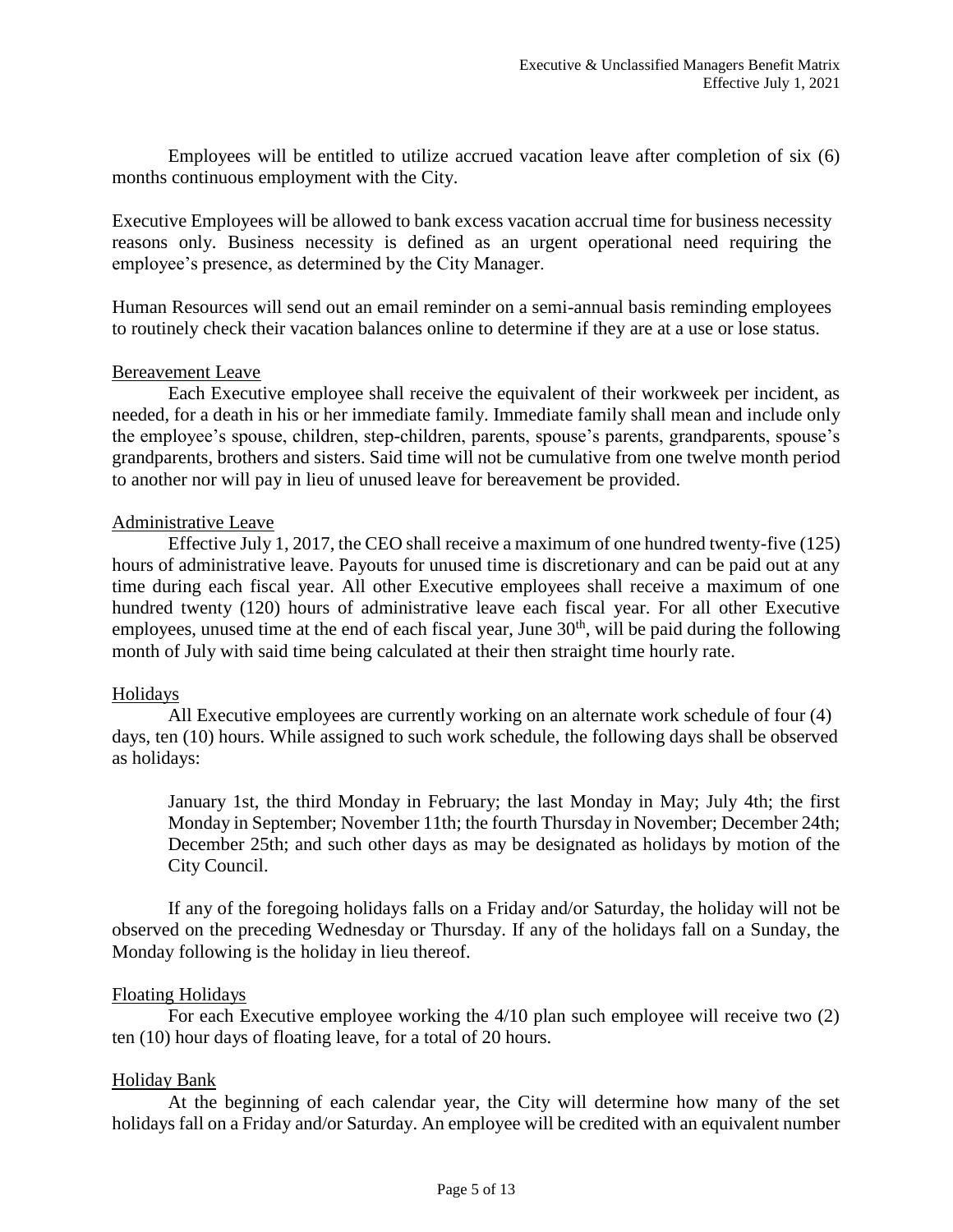Employees will be entitled to utilize accrued vacation leave after completion of six (6) months continuous employment with the City.

Executive Employees will be allowed to bank excess vacation accrual time for business necessity reasons only. Business necessity is defined as an urgent operational need requiring the employee's presence, as determined by the City Manager.

Human Resources will send out an email reminder on a semi-annual basis reminding employees to routinely check their vacation balances online to determine if they are at a use or lose status.

## Bereavement Leave

Each Executive employee shall receive the equivalent of their workweek per incident, as needed, for a death in his or her immediate family. Immediate family shall mean and include only the employee's spouse, children, step-children, parents, spouse's parents, grandparents, spouse's grandparents, brothers and sisters. Said time will not be cumulative from one twelve month period to another nor will pay in lieu of unused leave for bereavement be provided.

## Administrative Leave

Effective July 1, 2017, the CEO shall receive a maximum of one hundred twenty-five (125) hours of administrative leave. Payouts for unused time is discretionary and can be paid out at any time during each fiscal year. All other Executive employees shall receive a maximum of one hundred twenty (120) hours of administrative leave each fiscal year. For all other Executive employees, unused time at the end of each fiscal year, June 30th, will be paid during the following month of July with said time being calculated at their then straight time hourly rate.

## Holidays

All Executive employees are currently working on an alternate work schedule of four (4) days, ten (10) hours. While assigned to such work schedule, the following days shall be observed as holidays:

> January 1st, the third Monday in February; the last Monday in May; July 4th; the first Monday in September; November 11th; the fourth Thursday in November; December 24th; December 25th; and such other days as may be designated as holidays by motion of the City Council.

If any of the foregoing holidays falls on a Friday and/or Saturday, the holiday will not be observed on the preceding Wednesday or Thursday. If any of the holidays fall on a Sunday, the Monday following is the holiday in lieu thereof.

## Floating Holidays

For each Executive employee working the 4/10 plan such employee will receive two (2) ten (10) hour days of floating leave, for a total of 20 hours.

## Holiday Bank

At the beginning of each calendar year, the City will determine how many of the set holidays fall on a Friday and/or Saturday. An employee will be credited with an equivalent number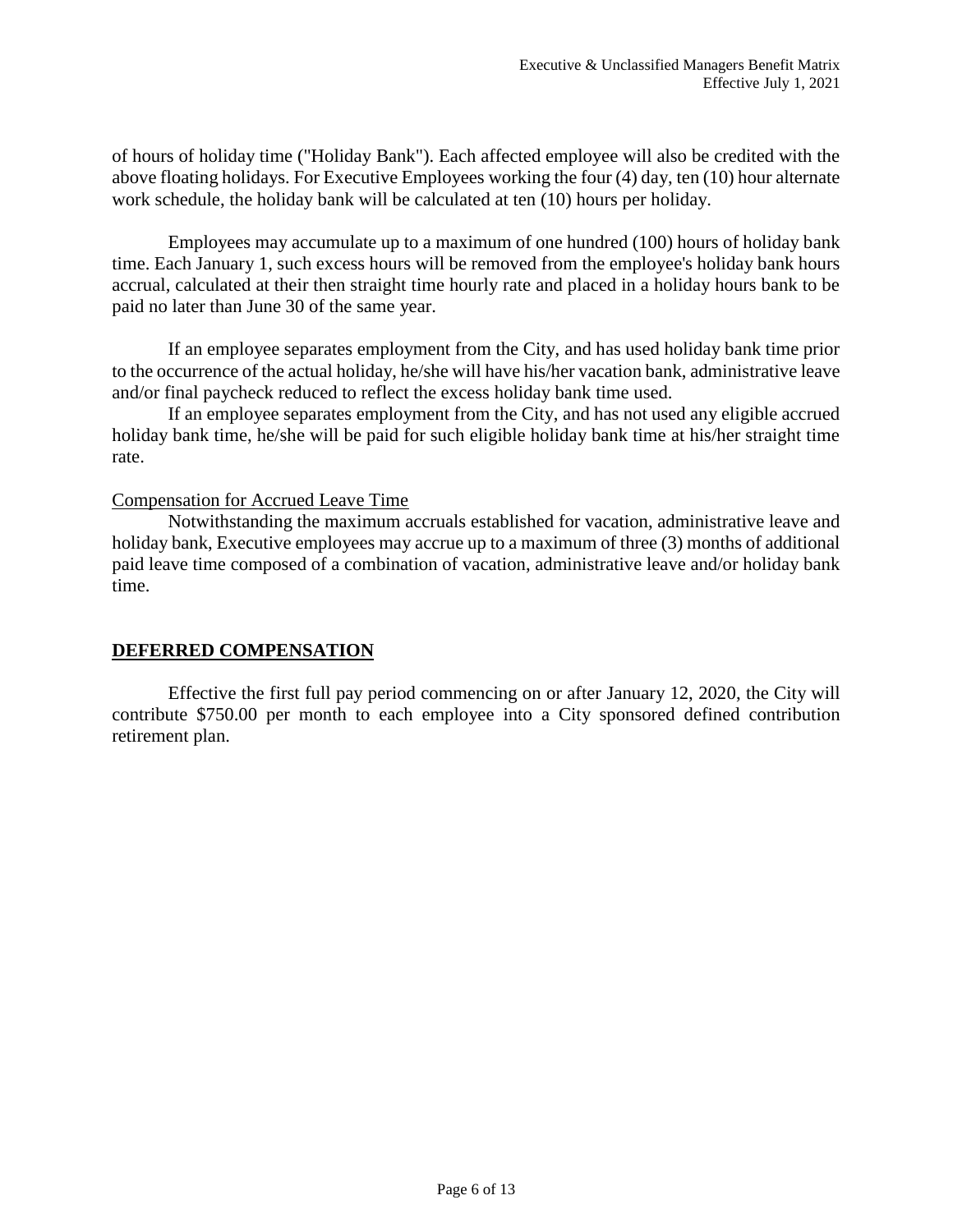of hours of holiday time ("Holiday Bank"). Each affected employee will also be credited with the above floating holidays. For Executive Employees working the four (4) day, ten (10) hour alternate work schedule, the holiday bank will be calculated at ten (10) hours per holiday.

Employees may accumulate up to a maximum of one hundred (100) hours of holiday bank time. Each January 1, such excess hours will be removed from the employee's holiday bank hours accrual, calculated at their then straight time hourly rate and placed in a holiday hours bank to be paid no later than June 30 of the same year.

If an employee separates employment from the City, and has used holiday bank time prior to the occurrence of the actual holiday, he/she will have his/her vacation bank, administrative leave and/or final paycheck reduced to reflect the excess holiday bank time used.

If an employee separates employment from the City, and has not used any eligible accrued holiday bank time, he/she will be paid for such eligible holiday bank time at his/her straight time rate.

Compensation for Accrued Leave Time

Notwithstanding the maximum accruals established for vacation, administrative leave and holiday bank, Executive employees may accrue up to a maximum of three (3) months of additional paid leave time composed of a combination of vacation, administrative leave and/or holiday bank time.

## DEFERRED COMPENSATION

Effective the first full pay period commencing on or after January 12, 2020, the City will contribute $750.00 per month to each employee into a City sponsored defined contribution retirement plan.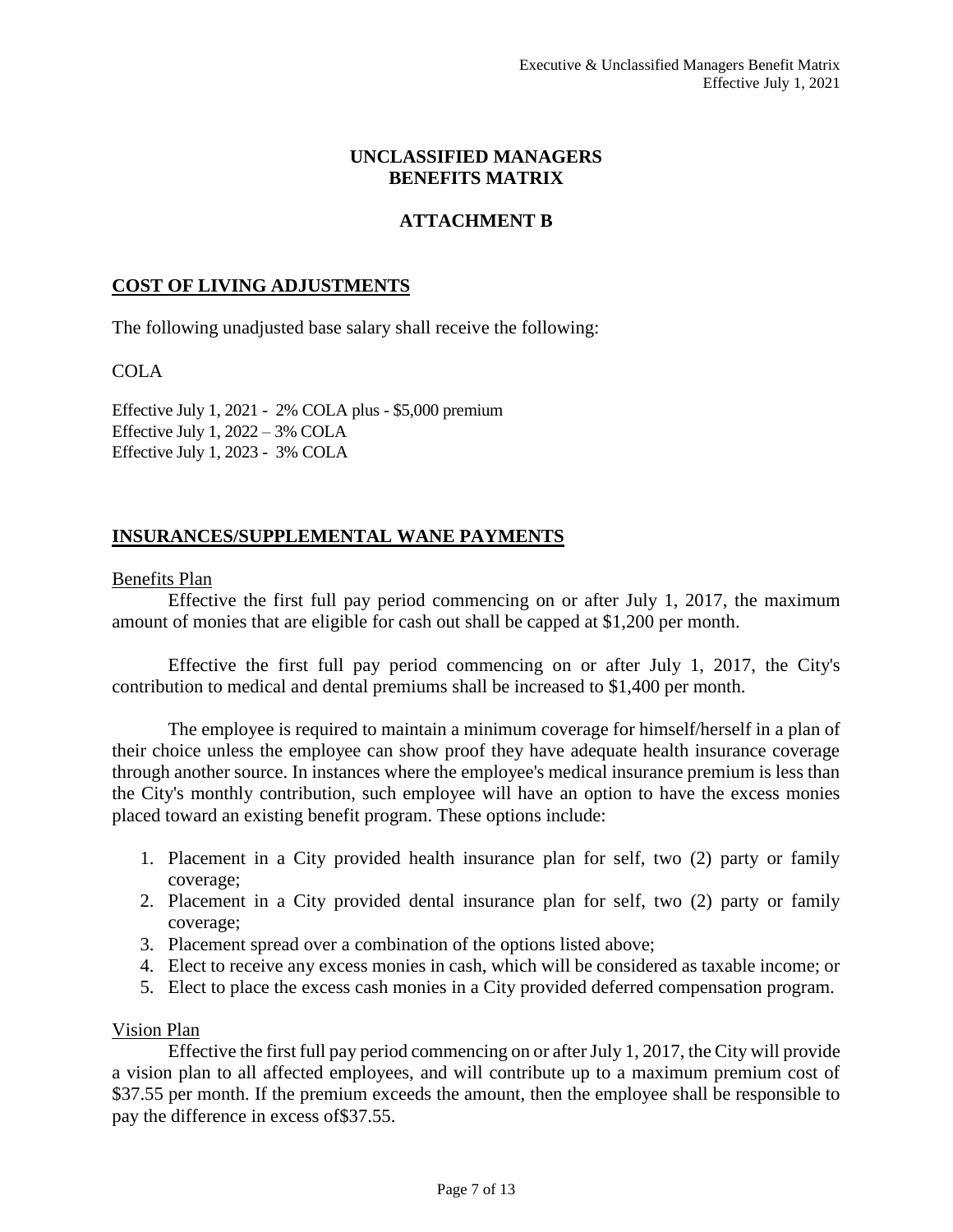## UNCLASSIFIED MANAGERS BENEFITS MATRIX

## ATTACHMENT B

### COST OF LIVING ADJUSTMENTS

The following unadjusted base salary shall receive the following:

COLA

Effective July 1, 2021 - 2% COLA plus - $5,000 premium
Effective July 1, 2022 – 3% COLA
Effective July 1, 2023 - 3% COLA

### INSURANCES/SUPPLEMENTAL WANE PAYMENTS

Benefits Plan

Effective the first full pay period commencing on or after July 1, 2017, the maximum amount of monies that are eligible for cash out shall be capped at $1,200 per month.

Effective the first full pay period commencing on or after July 1, 2017, the City's contribution to medical and dental premiums shall be increased to $1,400 per month.

The employee is required to maintain a minimum coverage for himself/herself in a plan of their choice unless the employee can show proof they have adequate health insurance coverage through another source. In instances where the employee's medical insurance premium is less than the City's monthly contribution, such employee will have an option to have the excess monies placed toward an existing benefit program. These options include:

1. Placement in a City provided health insurance plan for self, two (2) party or family coverage;
2. Placement in a City provided dental insurance plan for self, two (2) party or family coverage;
3. Placement spread over a combination of the options listed above;
4. Elect to receive any excess monies in cash, which will be considered as taxable income; or
5. Elect to place the excess cash monies in a City provided deferred compensation program.

Vision Plan

Effective the first full pay period commencing on or after July 1, 2017, the City will provide a vision plan to all affected employees, and will contribute up to a maximum premium cost of $37.55 per month. If the premium exceeds the amount, then the employee shall be responsible to pay the difference in excess of$37.55.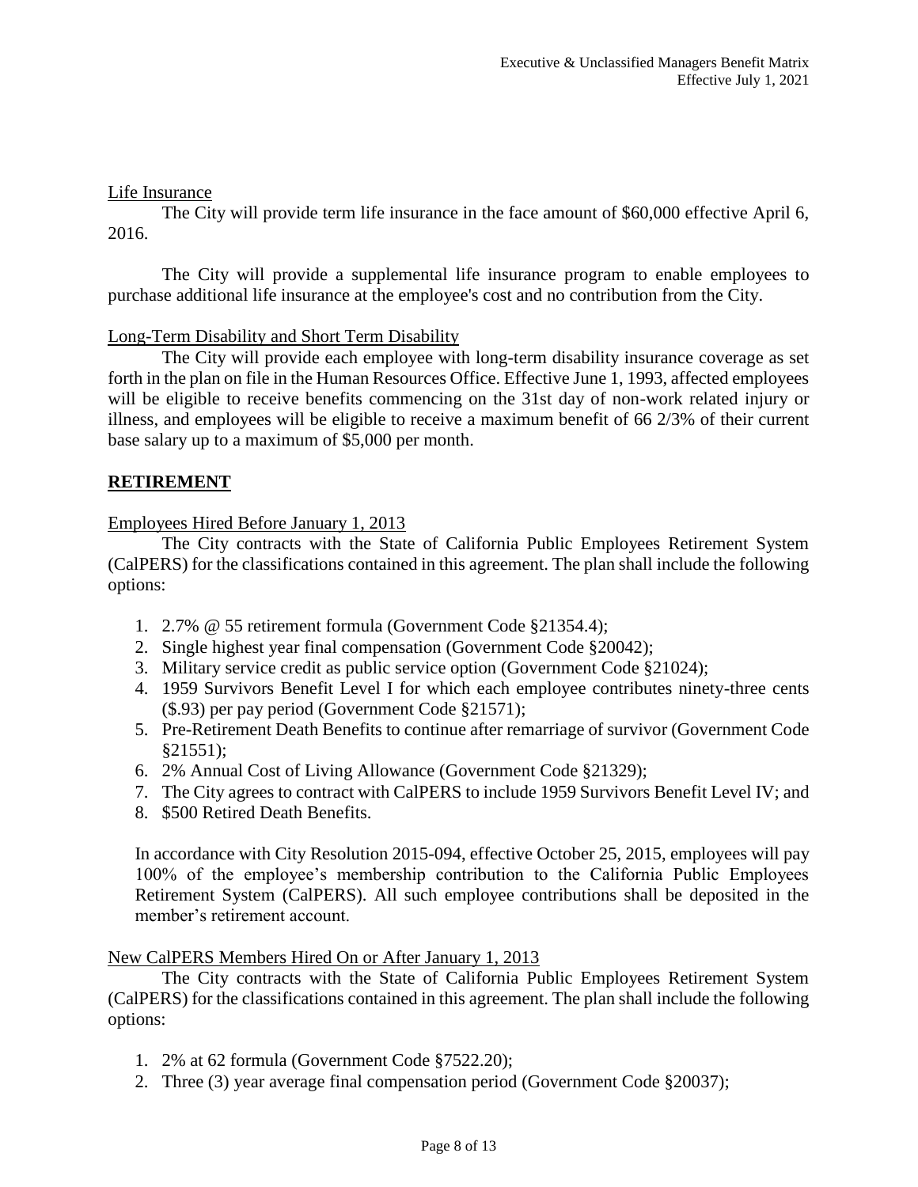Life Insurance

The City will provide term life insurance in the face amount of $60,000 effective April 6, 2016.

The City will provide a supplemental life insurance program to enable employees to purchase additional life insurance at the employee's cost and no contribution from the City.

Long-Term Disability and Short Term Disability

The City will provide each employee with long-term disability insurance coverage as set forth in the plan on file in the Human Resources Office. Effective June 1, 1993, affected employees will be eligible to receive benefits commencing on the 31st day of non-work related injury or illness, and employees will be eligible to receive a maximum benefit of 66 2/3% of their current base salary up to a maximum of $5,000 per month.

## RETIREMENT

Employees Hired Before January 1, 2013

The City contracts with the State of California Public Employees Retirement System (CalPERS) for the classifications contained in this agreement. The plan shall include the following options:

1. 2.7% @ 55 retirement formula (Government Code §21354.4);
2. Single highest year final compensation (Government Code §20042);
3. Military service credit as public service option (Government Code §21024);
4. 1959 Survivors Benefit Level I for which each employee contributes ninety-three cents ($.93) per pay period (Government Code §21571);
5. Pre-Retirement Death Benefits to continue after remarriage of survivor (Government Code §21551);
6. 2% Annual Cost of Living Allowance (Government Code §21329);
7. The City agrees to contract with CalPERS to include 1959 Survivors Benefit Level IV; and
8. $500 Retired Death Benefits.

In accordance with City Resolution 2015-094, effective October 25, 2015, employees will pay 100% of the employee's membership contribution to the California Public Employees Retirement System (CalPERS). All such employee contributions shall be deposited in the member's retirement account.

New CalPERS Members Hired On or After January 1, 2013

The City contracts with the State of California Public Employees Retirement System (CalPERS) for the classifications contained in this agreement. The plan shall include the following options:

1. 2% at 62 formula (Government Code §7522.20);
2. Three (3) year average final compensation period (Government Code §20037);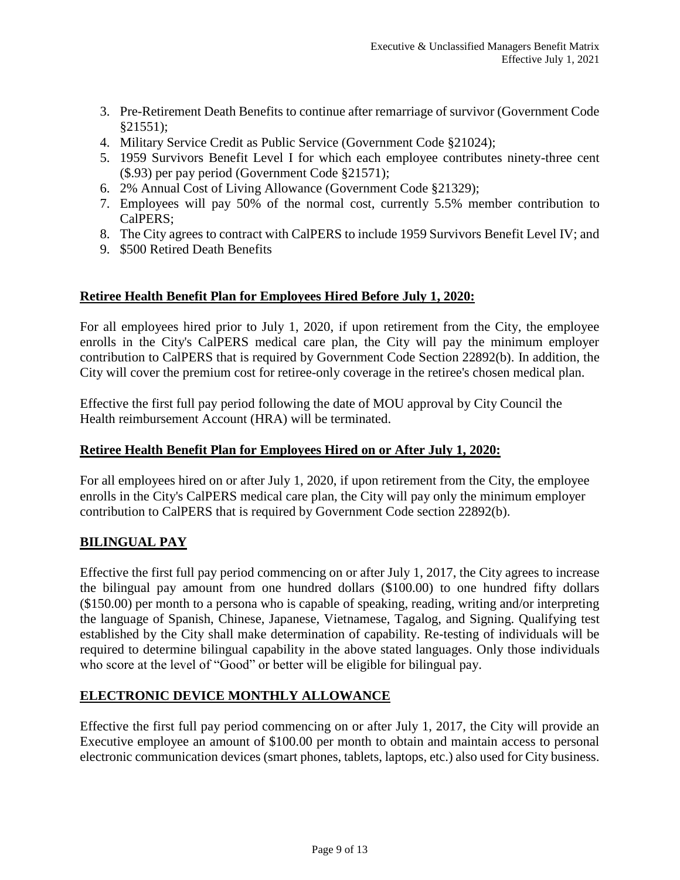3. Pre-Retirement Death Benefits to continue after remarriage of survivor (Government Code §21551);
4. Military Service Credit as Public Service (Government Code §21024);
5. 1959 Survivors Benefit Level I for which each employee contributes ninety-three cent ($.93) per pay period (Government Code §21571);
6. 2% Annual Cost of Living Allowance (Government Code §21329);
7. Employees will pay 50% of the normal cost, currently 5.5% member contribution to CalPERS;
8. The City agrees to contract with CalPERS to include 1959 Survivors Benefit Level IV; and
9. $500 Retired Death Benefits

**Retiree Health Benefit Plan for Employees Hired Before July 1, 2020:**

For all employees hired prior to July 1, 2020, if upon retirement from the City, the employee enrolls in the City's CalPERS medical care plan, the City will pay the minimum employer contribution to CalPERS that is required by Government Code Section 22892(b). In addition, the City will cover the premium cost for retiree-only coverage in the retiree's chosen medical plan.

Effective the first full pay period following the date of MOU approval by City Council the Health reimbursement Account (HRA) will be terminated.

**Retiree Health Benefit Plan for Employees Hired on or After July 1, 2020:**

For all employees hired on or after July 1, 2020, if upon retirement from the City, the employee enrolls in the City's CalPERS medical care plan, the City will pay only the minimum employer contribution to CalPERS that is required by Government Code section 22892(b).

## BILINGUAL PAY

Effective the first full pay period commencing on or after July 1, 2017, the City agrees to increase the bilingual pay amount from one hundred dollars ($100.00) to one hundred fifty dollars ($150.00) per month to a persona who is capable of speaking, reading, writing and/or interpreting the language of Spanish, Chinese, Japanese, Vietnamese, Tagalog, and Signing. Qualifying test established by the City shall make determination of capability. Re-testing of individuals will be required to determine bilingual capability in the above stated languages. Only those individuals who score at the level of "Good" or better will be eligible for bilingual pay.

## ELECTRONIC DEVICE MONTHLY ALLOWANCE

Effective the first full pay period commencing on or after July 1, 2017, the City will provide an Executive employee an amount of $100.00 per month to obtain and maintain access to personal electronic communication devices (smart phones, tablets, laptops, etc.) also used for City business.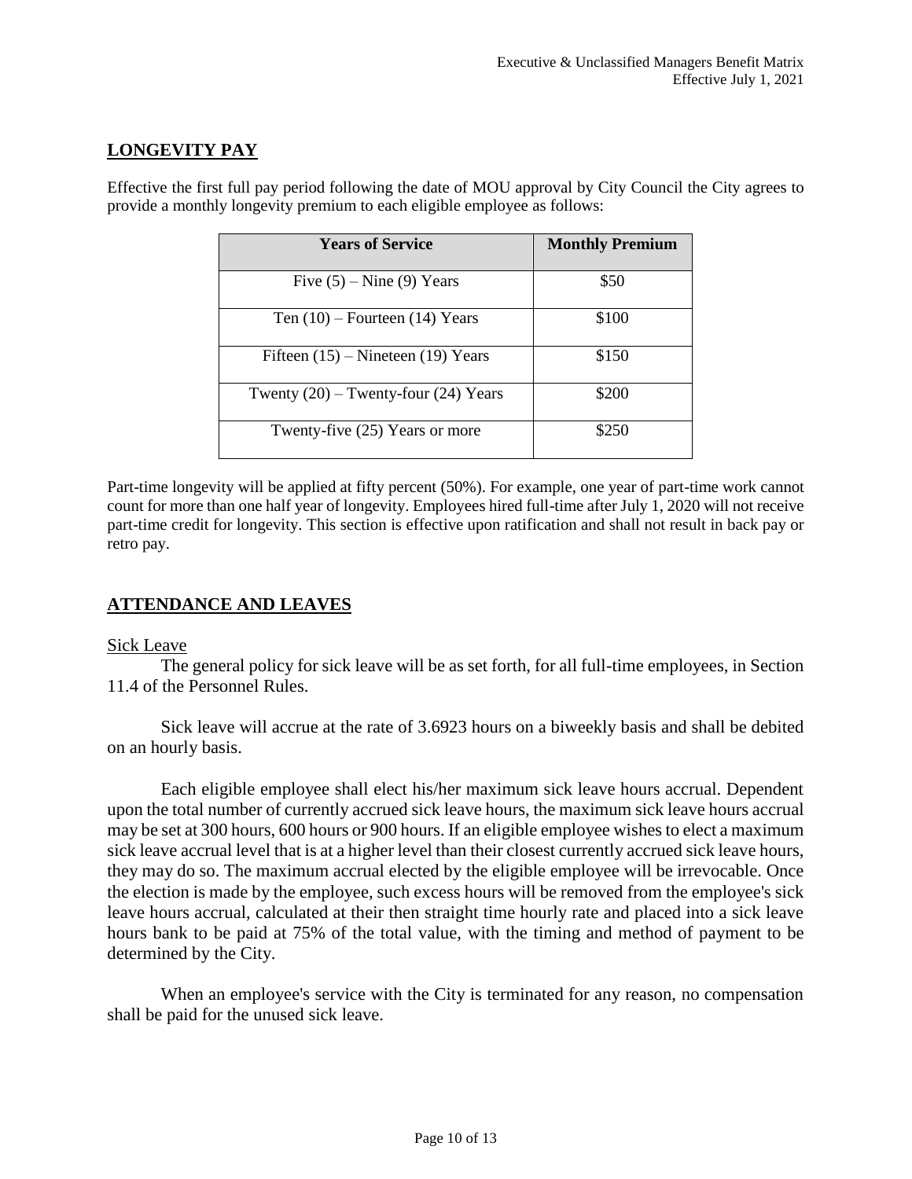## LONGEVITY PAY

Effective the first full pay period following the date of MOU approval by City Council the City agrees to provide a monthly longevity premium to each eligible employee as follows:

| Years of Service | Monthly Premium |
|---|---|
| Five (5) – Nine (9) Years | $50 |
| Ten (10) – Fourteen (14) Years | $100 |
| Fifteen (15) – Nineteen (19) Years | $150 |
| Twenty (20) – Twenty-four (24) Years | $200 |
| Twenty-five (25) Years or more | $250 |

Part-time longevity will be applied at fifty percent (50%). For example, one year of part-time work cannot count for more than one half year of longevity. Employees hired full-time after July 1, 2020 will not receive part-time credit for longevity. This section is effective upon ratification and shall not result in back pay or retro pay.

## ATTENDANCE AND LEAVES

Sick Leave

The general policy for sick leave will be as set forth, for all full-time employees, in Section 11.4 of the Personnel Rules.

Sick leave will accrue at the rate of 3.6923 hours on a biweekly basis and shall be debited on an hourly basis.

Each eligible employee shall elect his/her maximum sick leave hours accrual. Dependent upon the total number of currently accrued sick leave hours, the maximum sick leave hours accrual may be set at 300 hours, 600 hours or 900 hours. If an eligible employee wishes to elect a maximum sick leave accrual level that is at a higher level than their closest currently accrued sick leave hours, they may do so. The maximum accrual elected by the eligible employee will be irrevocable. Once the election is made by the employee, such excess hours will be removed from the employee's sick leave hours accrual, calculated at their then straight time hourly rate and placed into a sick leave hours bank to be paid at 75% of the total value, with the timing and method of payment to be determined by the City.

When an employee's service with the City is terminated for any reason, no compensation shall be paid for the unused sick leave.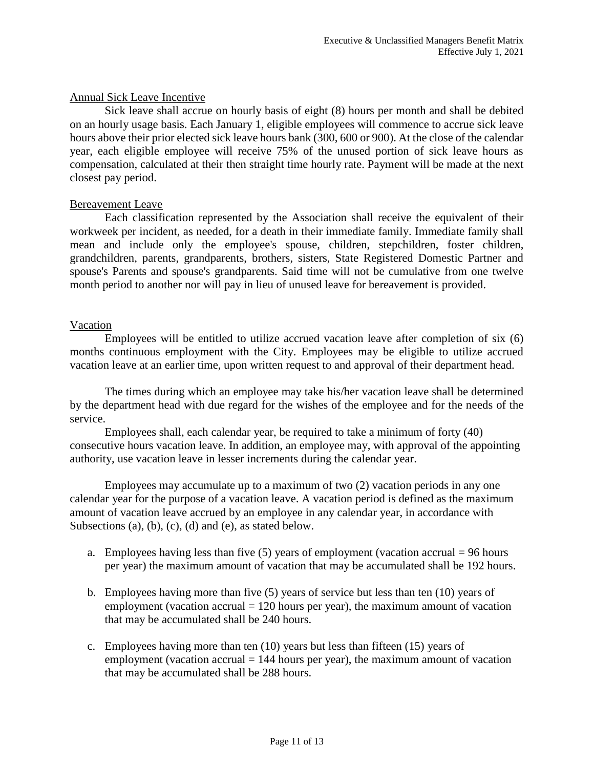## Annual Sick Leave Incentive

Sick leave shall accrue on hourly basis of eight (8) hours per month and shall be debited on an hourly usage basis. Each January 1, eligible employees will commence to accrue sick leave hours above their prior elected sick leave hours bank (300, 600 or 900). At the close of the calendar year, each eligible employee will receive 75% of the unused portion of sick leave hours as compensation, calculated at their then straight time hourly rate. Payment will be made at the next closest pay period.

## Bereavement Leave

Each classification represented by the Association shall receive the equivalent of their workweek per incident, as needed, for a death in their immediate family. Immediate family shall mean and include only the employee's spouse, children, stepchildren, foster children, grandchildren, parents, grandparents, brothers, sisters, State Registered Domestic Partner and spouse's Parents and spouse's grandparents. Said time will not be cumulative from one twelve month period to another nor will pay in lieu of unused leave for bereavement is provided.

## Vacation

Employees will be entitled to utilize accrued vacation leave after completion of six (6) months continuous employment with the City. Employees may be eligible to utilize accrued vacation leave at an earlier time, upon written request to and approval of their department head.

The times during which an employee may take his/her vacation leave shall be determined by the department head with due regard for the wishes of the employee and for the needs of the service.

Employees shall, each calendar year, be required to take a minimum of forty (40) consecutive hours vacation leave. In addition, an employee may, with approval of the appointing authority, use vacation leave in lesser increments during the calendar year.

Employees may accumulate up to a maximum of two (2) vacation periods in any one calendar year for the purpose of a vacation leave. A vacation period is defined as the maximum amount of vacation leave accrued by an employee in any calendar year, in accordance with Subsections (a), (b), (c), (d) and (e), as stated below.

a. Employees having less than five (5) years of employment (vacation accrual = 96 hours per year) the maximum amount of vacation that may be accumulated shall be 192 hours.

b. Employees having more than five (5) years of service but less than ten (10) years of employment (vacation accrual = 120 hours per year), the maximum amount of vacation that may be accumulated shall be 240 hours.

c. Employees having more than ten (10) years but less than fifteen (15) years of employment (vacation accrual = 144 hours per year), the maximum amount of vacation that may be accumulated shall be 288 hours.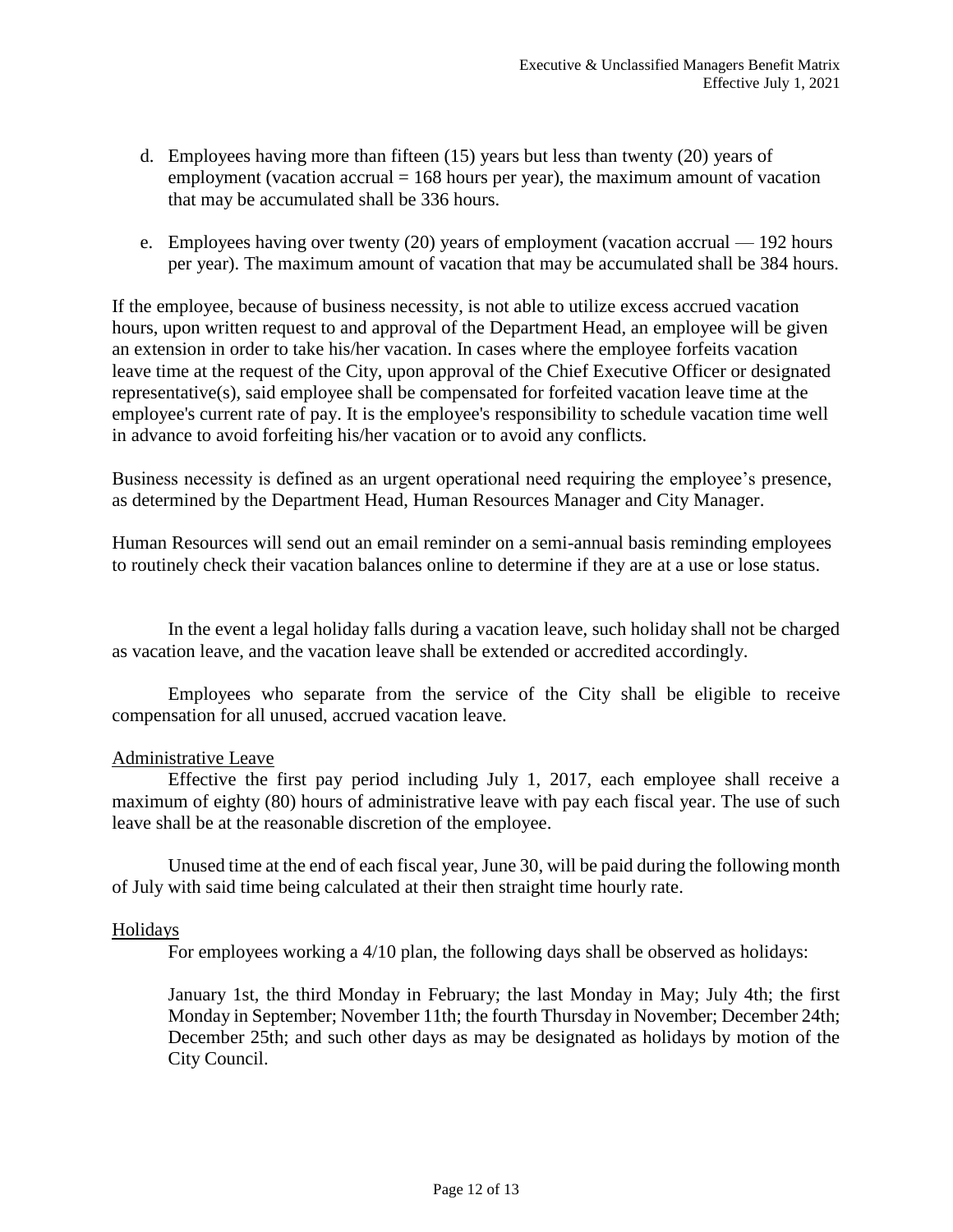d. Employees having more than fifteen (15) years but less than twenty (20) years of employment (vacation accrual = 168 hours per year), the maximum amount of vacation that may be accumulated shall be 336 hours.

e. Employees having over twenty (20) years of employment (vacation accrual — 192 hours per year). The maximum amount of vacation that may be accumulated shall be 384 hours.

If the employee, because of business necessity, is not able to utilize excess accrued vacation hours, upon written request to and approval of the Department Head, an employee will be given an extension in order to take his/her vacation. In cases where the employee forfeits vacation leave time at the request of the City, upon approval of the Chief Executive Officer or designated representative(s), said employee shall be compensated for forfeited vacation leave time at the employee's current rate of pay. It is the employee's responsibility to schedule vacation time well in advance to avoid forfeiting his/her vacation or to avoid any conflicts.

Business necessity is defined as an urgent operational need requiring the employee's presence, as determined by the Department Head, Human Resources Manager and City Manager.

Human Resources will send out an email reminder on a semi-annual basis reminding employees to routinely check their vacation balances online to determine if they are at a use or lose status.

In the event a legal holiday falls during a vacation leave, such holiday shall not be charged as vacation leave, and the vacation leave shall be extended or accredited accordingly.

Employees who separate from the service of the City shall be eligible to receive compensation for all unused, accrued vacation leave.

Administrative Leave

Effective the first pay period including July 1, 2017, each employee shall receive a maximum of eighty (80) hours of administrative leave with pay each fiscal year. The use of such leave shall be at the reasonable discretion of the employee.

Unused time at the end of each fiscal year, June 30, will be paid during the following month of July with said time being calculated at their then straight time hourly rate.

Holidays

For employees working a 4/10 plan, the following days shall be observed as holidays:

January 1st, the third Monday in February; the last Monday in May; July 4th; the first Monday in September; November 11th; the fourth Thursday in November; December 24th; December 25th; and such other days as may be designated as holidays by motion of the City Council.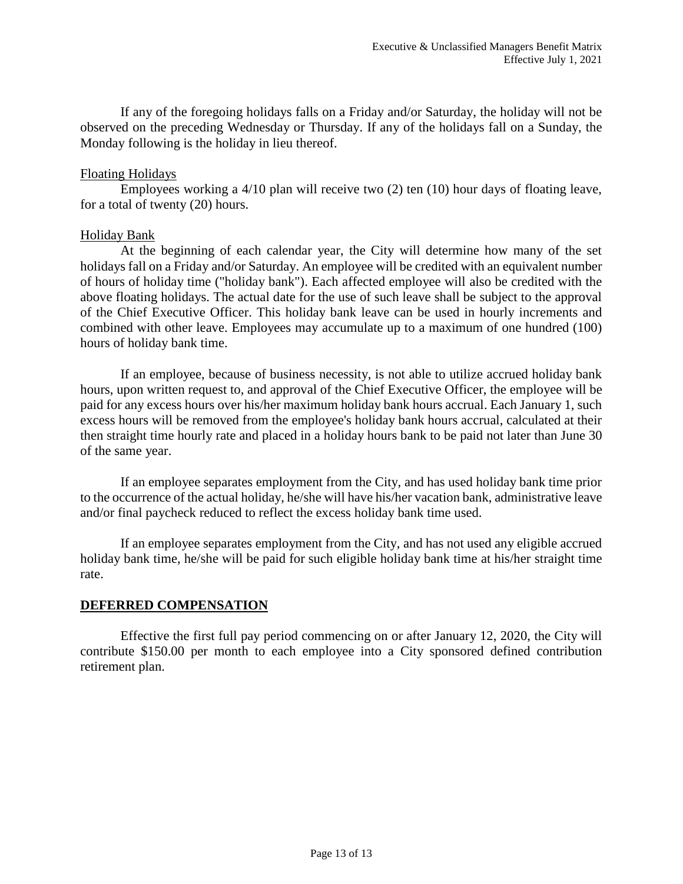If any of the foregoing holidays falls on a Friday and/or Saturday, the holiday will not be observed on the preceding Wednesday or Thursday. If any of the holidays fall on a Sunday, the Monday following is the holiday in lieu thereof.

Floating Holidays

Employees working a 4/10 plan will receive two (2) ten (10) hour days of floating leave, for a total of twenty (20) hours.

Holiday Bank

At the beginning of each calendar year, the City will determine how many of the set holidays fall on a Friday and/or Saturday. An employee will be credited with an equivalent number of hours of holiday time ("holiday bank"). Each affected employee will also be credited with the above floating holidays. The actual date for the use of such leave shall be subject to the approval of the Chief Executive Officer. This holiday bank leave can be used in hourly increments and combined with other leave. Employees may accumulate up to a maximum of one hundred (100) hours of holiday bank time.

If an employee, because of business necessity, is not able to utilize accrued holiday bank hours, upon written request to, and approval of the Chief Executive Officer, the employee will be paid for any excess hours over his/her maximum holiday bank hours accrual. Each January 1, such excess hours will be removed from the employee's holiday bank hours accrual, calculated at their then straight time hourly rate and placed in a holiday hours bank to be paid not later than June 30 of the same year.

If an employee separates employment from the City, and has used holiday bank time prior to the occurrence of the actual holiday, he/she will have his/her vacation bank, administrative leave and/or final paycheck reduced to reflect the excess holiday bank time used.

If an employee separates employment from the City, and has not used any eligible accrued holiday bank time, he/she will be paid for such eligible holiday bank time at his/her straight time rate.

## DEFERRED COMPENSATION

Effective the first full pay period commencing on or after January 12, 2020, the City will contribute $150.00 per month to each employee into a City sponsored defined contribution retirement plan.